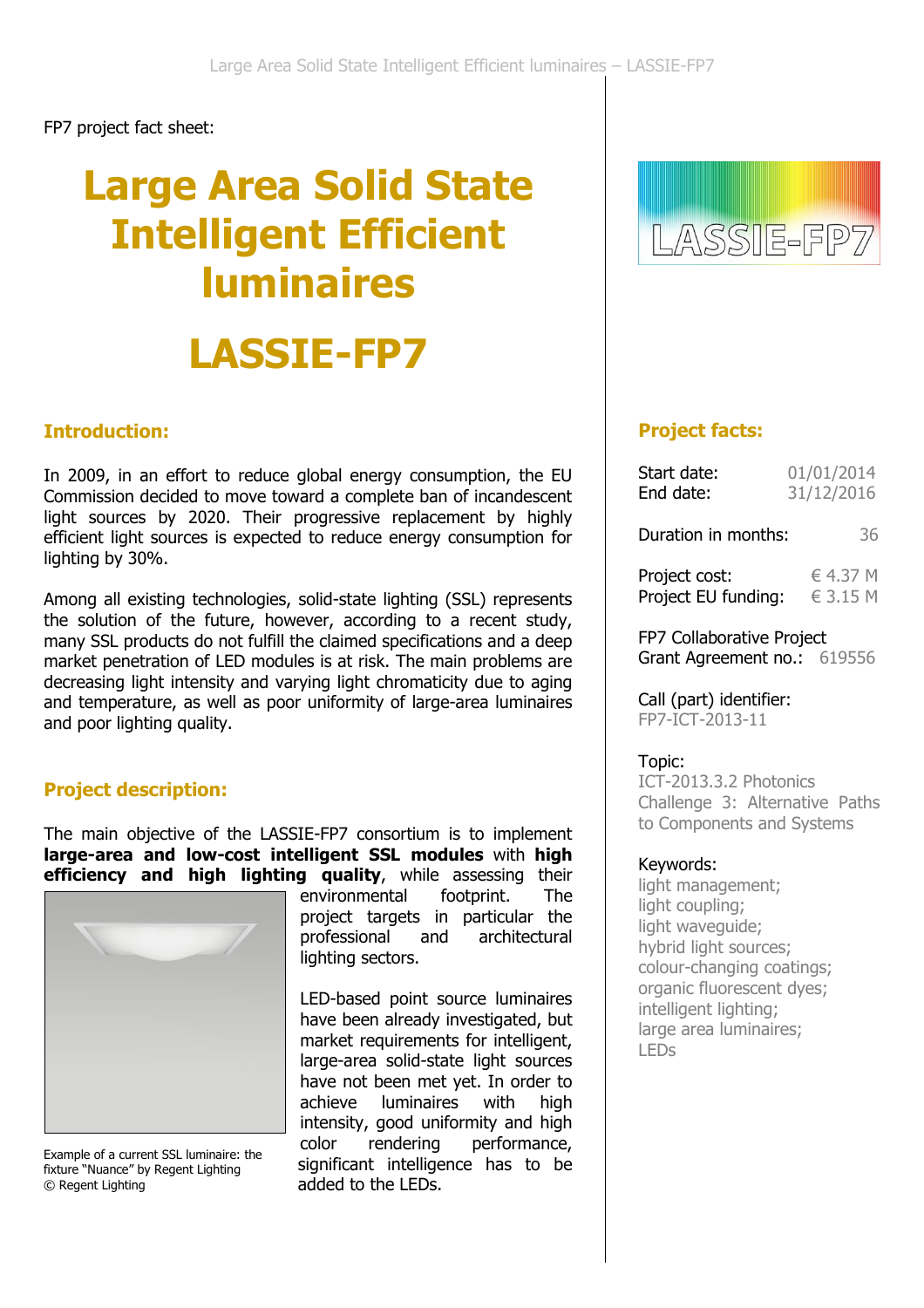FP7 project fact sheet:

# Large Area Solid State Intelligent Efficient luminaires

# LASSIE-FP7

## Introduction:

In 2009, in an effort to reduce global energy consumption, the EU Commission decided to move toward a complete ban of incandescent light sources by 2020. Their progressive replacement by highly efficient light sources is expected to reduce energy consumption for lighting by 30%.

Among all existing technologies, solid-state lighting (SSL) represents the solution of the future, however, according to a recent study, many SSL products do not fulfill the claimed specifications and a deep market penetration of LED modules is at risk. The main problems are decreasing light intensity and varying light chromaticity due to aging and temperature, as well as poor uniformity of large-area luminaires and poor lighting quality.

## Project description:

The main objective of the LASSIE-FP7 consortium is to implement **large-area and low-cost intelligent SSL modules** with **high efficiency and high lighting quality**, while assessing their environmental footprint. The project targets in particular the professional and architectural lighting sectors.

LED-based point source luminaires have been already investigated, but market requirements for intelligent, large-area solid-state light sources have not been met yet. In order to achieve luminaires with high intensity, good uniformity and high color rendering performance, significant intelligence has to be added to the LEDs.

Example of a current SSL luminaire: the fixture "Nuance" by Regent Lighting © Regent Lighting

## Project facts:

| | |
|---|---|
| Start date: | 01/01/2014 |
| End date: | 31/12/2016 |
| Duration in months: | 36 |
| Project cost: | € 4.37 M |
| Project EU funding: | € 3.15 M |

FP7 Collaborative Project
Grant Agreement no.: 619556

Call (part) identifier:
FP7-ICT-2013-11

Topic:
ICT-2013.3.2 Photonics Challenge 3: Alternative Paths to Components and Systems

Keywords:
light management;
light coupling;
light waveguide;
hybrid light sources;
colour-changing coatings;
organic fluorescent dyes;
intelligent lighting;
large area luminaires;
LEDs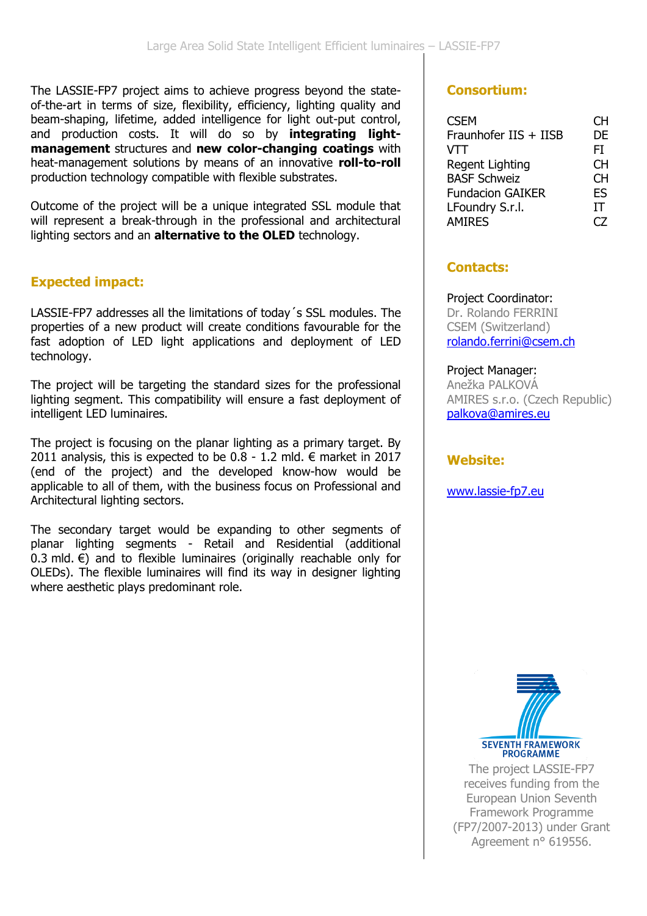The LASSIE-FP7 project aims to achieve progress beyond the state-of-the-art in terms of size, flexibility, efficiency, lighting quality and beam-shaping, lifetime, added intelligence for light out-put control, and production costs. It will do so by **integrating light-management** structures and **new color-changing coatings** with heat-management solutions by means of an innovative **roll-to-roll** production technology compatible with flexible substrates.

Outcome of the project will be a unique integrated SSL module that will represent a break-through in the professional and architectural lighting sectors and an **alternative to the OLED** technology.

## Expected impact:

LASSIE-FP7 addresses all the limitations of today´s SSL modules. The properties of a new product will create conditions favourable for the fast adoption of LED light applications and deployment of LED technology.

The project will be targeting the standard sizes for the professional lighting segment. This compatibility will ensure a fast deployment of intelligent LED luminaires.

The project is focusing on the planar lighting as a primary target. By 2011 analysis, this is expected to be 0.8 - 1.2 mld. € market in 2017 (end of the project) and the developed know-how would be applicable to all of them, with the business focus on Professional and Architectural lighting sectors.

The secondary target would be expanding to other segments of planar lighting segments - Retail and Residential (additional 0.3 mld. €) and to flexible luminaires (originally reachable only for OLEDs). The flexible luminaires will find its way in designer lighting where aesthetic plays predominant role.

## Consortium:

| | |
|---|---|
| CSEM | CH |
| Fraunhofer IIS + IISB | DE |
| VTT | FI |
| Regent Lighting | CH |
| BASF Schweiz | CH |
| Fundacion GAIKER | ES |
| LFoundry S.r.l. | IT |
| AMIRES | CZ |

## Contacts:

Project Coordinator:
Dr. Rolando FERRINI
CSEM (Switzerland)
rolando.ferrini@csem.ch

Project Manager:
Anežka PALKOVÁ
AMIRES s.r.o. (Czech Republic)
palkova@amires.eu

## Website:

www.lassie-fp7.eu

SEVENTH FRAMEWORK PROGRAMME

The project LASSIE-FP7 receives funding from the European Union Seventh Framework Programme (FP7/2007-2013) under Grant Agreement n° 619556.